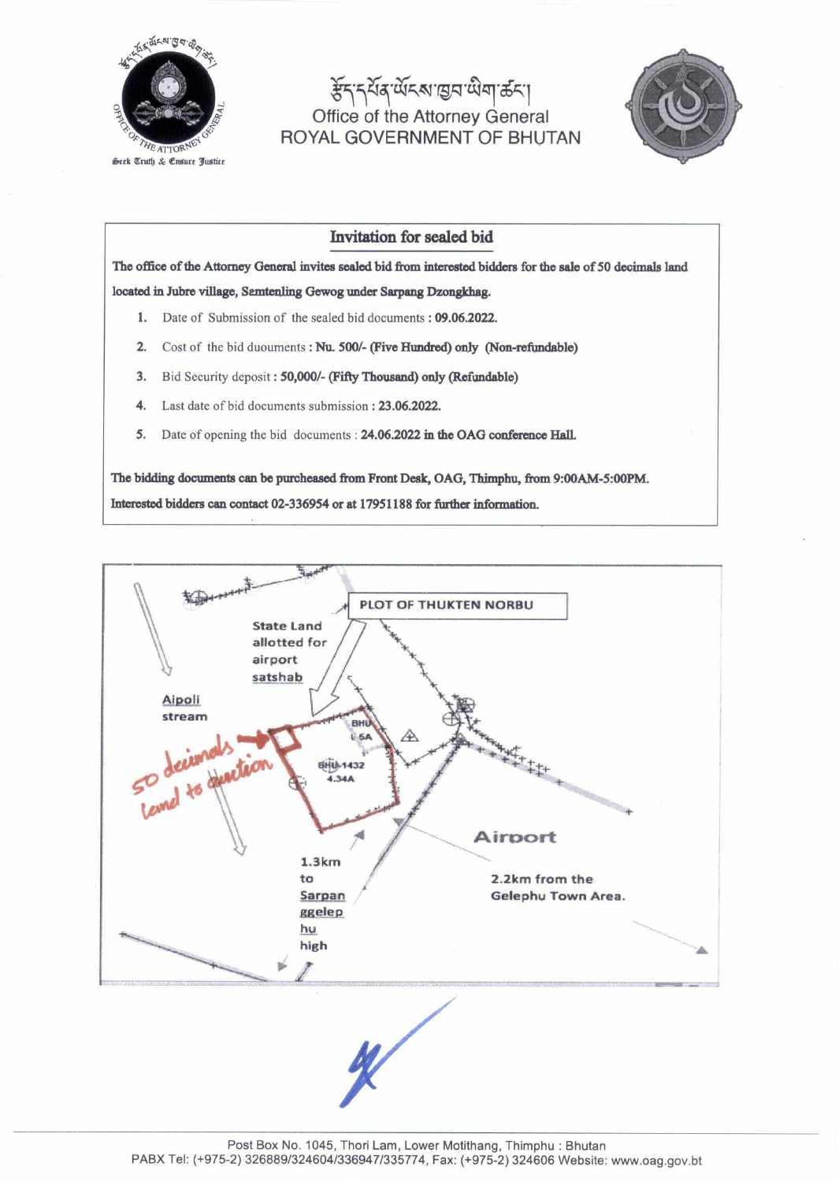# Office of the Attorney General
## ROYAL GOVERNMENT OF BHUTAN

Seek Truth & Ensure Justice

### Invitation for sealed bid

**The office of the Attorney General invites sealed bid from interested bidders for the sale of 50 decimals land located in Jubre village, Semtenling Gewog under Sarpang Dzongkhag.**

1. Date of Submission of the sealed bid documents : **09.06.2022.**
2. Cost of the bid duouments : **Nu. 500/- (Five Hundred) only (Non-refundable)**
3. Bid Security deposit : **50,000/- (Fifty Thousand) only (Refundable)**
4. Last date of bid documents submission : **23.06.2022.**
5. Date of opening the bid documents : **24.06.2022 in the OAG conference Hall.**

**The bidding documents can be purcheased from Front Desk, OAG, Thimphu, from 9:00AM-5:00PM.**

**Interested bidders can contact 02-336954 or at 17951188 for further information.**

PLOT OF THUKTEN NORBU

State Land allotted for airport satshab

Aipoli stream

50 decimals land to auction

BHU 1.5A

BHU-1432 4.34A

Airport

1.3km to Sarpan ggelep hu high

2.2km from the Gelephu Town Area.

Post Box No. 1045, Thori Lam, Lower Motithang, Thimphu : Bhutan
PABX Tel: (+975-2) 326889/324604/336947/335774, Fax: (+975-2) 324606 Website: www.oag.gov.bt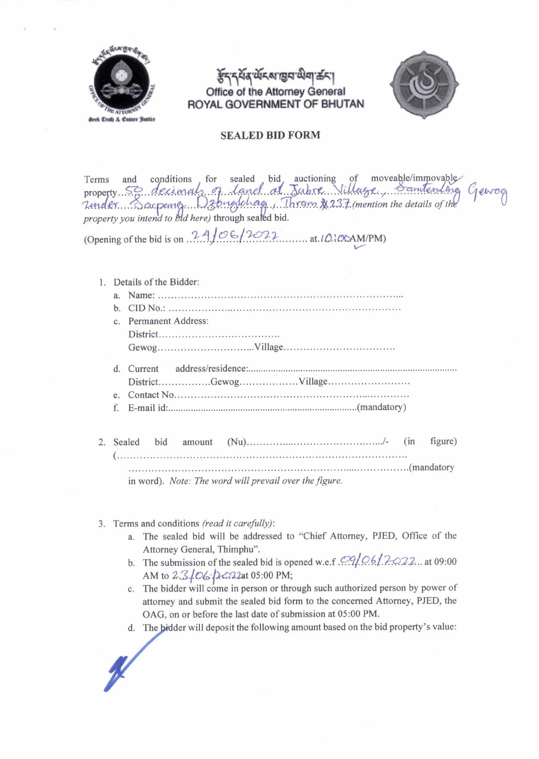བཀྲིས་དཔོན་ཡོངས་ཁྱབ་ཡིག་ཚང་།

Office of the Attorney General

ROYAL GOVERNMENT OF BHUTAN

## SEALED BID FORM

Terms and conditions for sealed bid auctioning of ~~moveable~~/immovable property...50 decimals of land at Jabre Village, Samtenling Gewog under Sarpang Dzongkhag, Thram No. 237 *(mention the details of the property you intend to bid here)* through sealed bid.

(Opening of the bid is on 24/06/2022 at 10:00 AM/PM)

1. Details of the Bidder:
   a. Name: ……………………………………………………………….
   b. CID No.: ……………………………………………………………
   c. Permanent Address:
      District……………………………….
      Gewog………………………...Village…………………………….
   d. Current address/residence:……………………………………………………
      District…………….Gewog………………Village…………………….
   e. Contact No……………………………………………………………
   f. E-mail id:…………………………………………………………(mandatory)

2. Sealed bid amount (Nu)……………………………………../- (in figure) (…………………………………………………………………………… ……………………………………………………………………………(mandatory in word). *Note: The word will prevail over the figure.*

3. Terms and conditions *(read it carefully)*:
   a. The sealed bid will be addressed to "Chief Attorney, PJED, Office of the Attorney General, Thimphu".
   b. The submission of the sealed bid is opened w.e.f .09/06/2022... at 09:00 AM to 23/06/2022 at 05:00 PM;
   c. The bidder will come in person or through such authorized person by power of attorney and submit the sealed bid form to the concerned Attorney, PJED, the OAG, on or before the last date of submission at 05:00 PM.
   d. The bidder will deposit the following amount based on the bid property's value: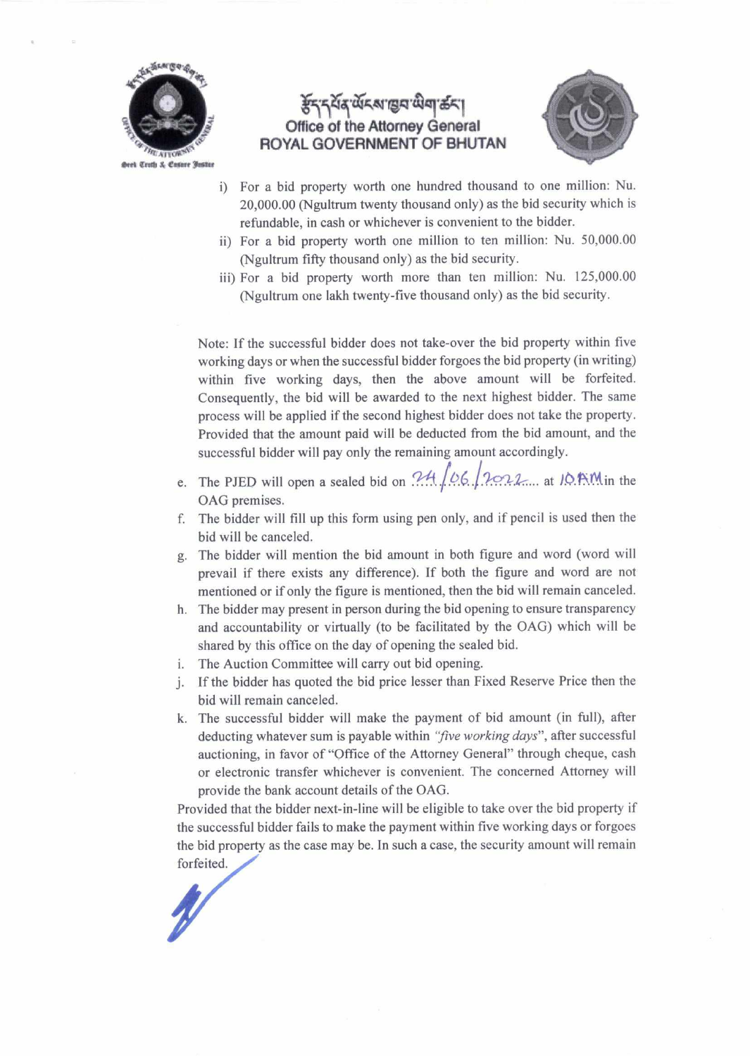# རྒྱལ་པོའི་ཁྲིམས་རྩོད་ཡིག་ཚང་།
# Office of the Attorney General
# ROYAL GOVERNMENT OF BHUTAN

i) For a bid property worth one hundred thousand to one million: Nu. 20,000.00 (Ngultrum twenty thousand only) as the bid security which is refundable, in cash or whichever is convenient to the bidder.

ii) For a bid property worth one million to ten million: Nu. 50,000.00 (Ngultrum fifty thousand only) as the bid security.

iii) For a bid property worth more than ten million: Nu. 125,000.00 (Ngultrum one lakh twenty-five thousand only) as the bid security.

Note: If the successful bidder does not take-over the bid property within five working days or when the successful bidder forgoes the bid property (in writing) within five working days, then the above amount will be forfeited. Consequently, the bid will be awarded to the next highest bidder. The same process will be applied if the second highest bidder does not take the property. Provided that the amount paid will be deducted from the bid amount, and the successful bidder will pay only the remaining amount accordingly.

e. The PJED will open a sealed bid on 24/06/2022 at 10 AM in the OAG premises.

f. The bidder will fill up this form using pen only, and if pencil is used then the bid will be canceled.

g. The bidder will mention the bid amount in both figure and word (word will prevail if there exists any difference). If both the figure and word are not mentioned or if only the figure is mentioned, then the bid will remain canceled.

h. The bidder may present in person during the bid opening to ensure transparency and accountability or virtually (to be facilitated by the OAG) which will be shared by this office on the day of opening the sealed bid.

i. The Auction Committee will carry out bid opening.

j. If the bidder has quoted the bid price lesser than Fixed Reserve Price then the bid will remain canceled.

k. The successful bidder will make the payment of bid amount (in full), after deducting whatever sum is payable within *"five working days"*, after successful auctioning, in favor of "Office of the Attorney General" through cheque, cash or electronic transfer whichever is convenient. The concerned Attorney will provide the bank account details of the OAG.

Provided that the bidder next-in-line will be eligible to take over the bid property if the successful bidder fails to make the payment within five working days or forgoes the bid property as the case may be. In such a case, the security amount will remain forfeited.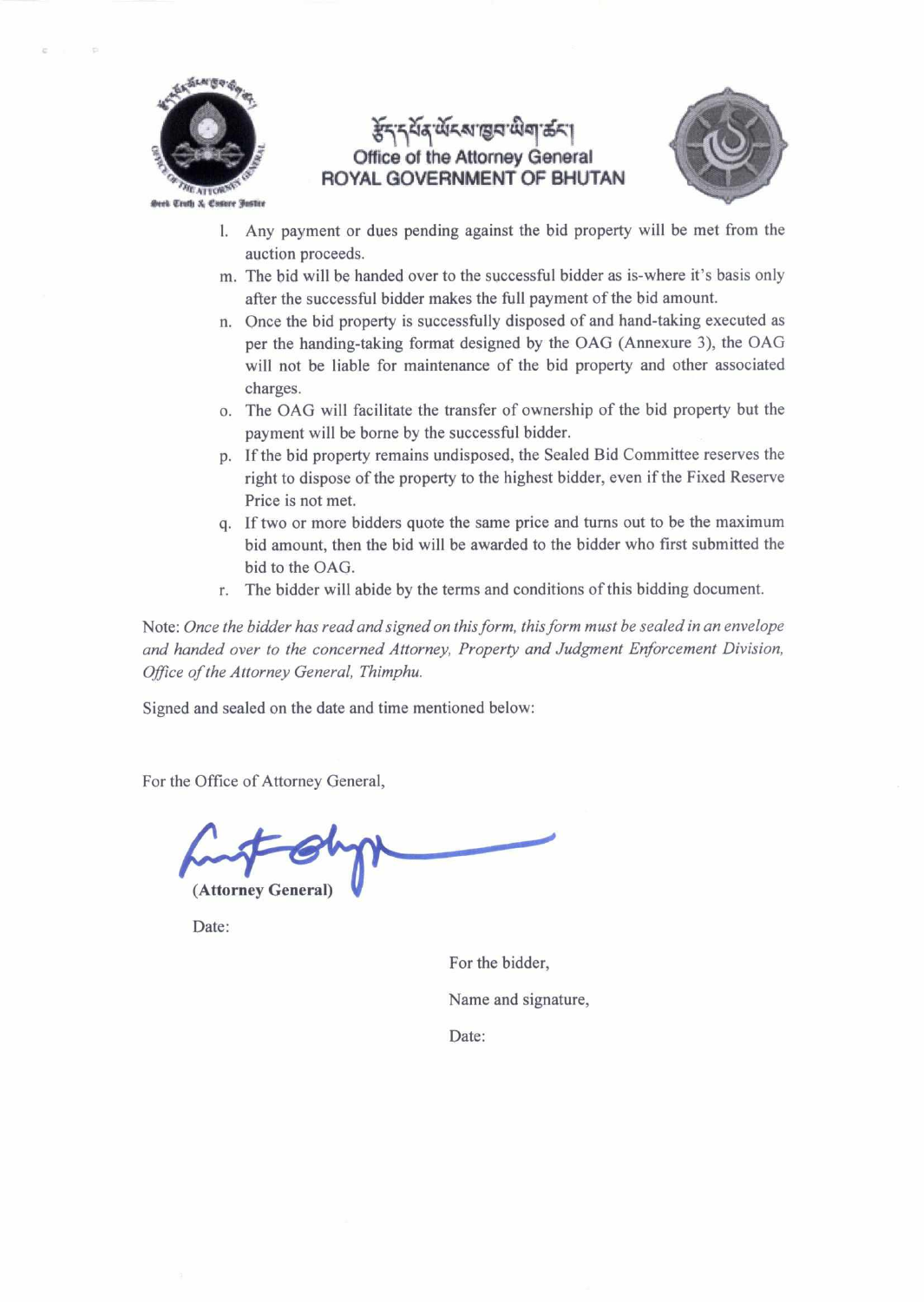རྩོད་དཔོན་ཡོངས་ཁྱབ་ཡིག་ཚང་།

Office of the Attorney General

ROYAL GOVERNMENT OF BHUTAN

l. Any payment or dues pending against the bid property will be met from the auction proceeds.

m. The bid will be handed over to the successful bidder as is-where it's basis only after the successful bidder makes the full payment of the bid amount.

n. Once the bid property is successfully disposed of and hand-taking executed as per the handing-taking format designed by the OAG (Annexure 3), the OAG will not be liable for maintenance of the bid property and other associated charges.

o. The OAG will facilitate the transfer of ownership of the bid property but the payment will be borne by the successful bidder.

p. If the bid property remains undisposed, the Sealed Bid Committee reserves the right to dispose of the property to the highest bidder, even if the Fixed Reserve Price is not met.

q. If two or more bidders quote the same price and turns out to be the maximum bid amount, then the bid will be awarded to the bidder who first submitted the bid to the OAG.

r. The bidder will abide by the terms and conditions of this bidding document.

Note: *Once the bidder has read and signed on this form, this form must be sealed in an envelope and handed over to the concerned Attorney, Property and Judgment Enforcement Division, Office of the Attorney General, Thimphu.*

Signed and sealed on the date and time mentioned below:

For the Office of Attorney General,

**(Attorney General)**

Date:

For the bidder,

Name and signature,

Date: